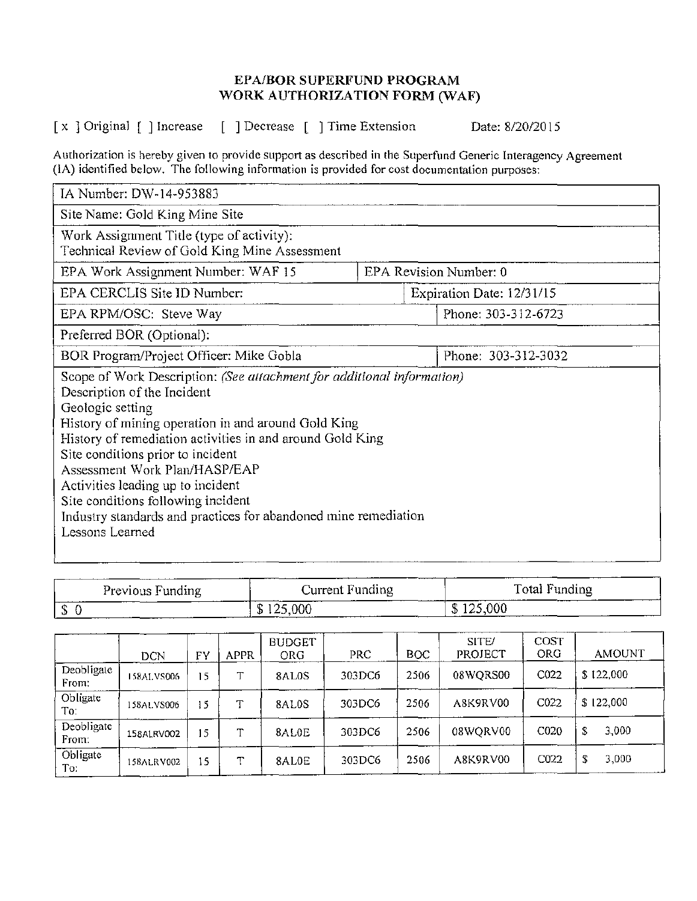# EPA/BOR SUPERFUND PROGRAM
# WORK AUTHORIZATION FORM (WAF)

[ x ] Original [ ] Increase [ ] Decrease [ ] Time Extension Date: 8/20/2015

Authorization is hereby given to provide support as described in the Superfund Generic Interagency Agreement (IA) identified below. The following information is provided for cost documentation purposes:

| | |
|---|---|
| IA Number: DW-14-953883 | |
| Site Name: Gold King Mine Site | |
| Work Assignment Title (type of activity): Technical Review of Gold King Mine Assessment | |
| EPA Work Assignment Number: WAF 15 | EPA Revision Number: 0 |
| EPA CERCLIS Site ID Number: | Expiration Date: 12/31/15 |
| EPA RPM/OSC: Steve Way | Phone: 303-312-6723 |
| Preferred BOR (Optional): | |
| BOR Program/Project Officer: Mike Gobla | Phone: 303-312-3032 |

Scope of Work Description: *(See attachment for additional information)*

Description of the Incident
Geologic setting
History of mining operation in and around Gold King
History of remediation activities in and around Gold King
Site conditions prior to incident
Assessment Work Plan/HASP/EAP
Activities leading up to incident
Site conditions following incident
Industry standards and practices for abandoned mine remediation
Lessons Learned

| Previous Funding | Current Funding | Total Funding |
|---|---|---|
| $ 0 | $ 125,000 | $ 125,000 |

| | DCN | FY | APPR | BUDGET ORG | PRC | BOC | SITE/ PROJECT | COST ORG | AMOUNT |
|---|---|---|---|---|---|---|---|---|---|
| Deobligate From: | 158ALVS006 | 15 | T | 8AL0S | 303DC6 | 2506 | 08WQRS00 | C022 | $ 122,000 |
| Obligate To: | 158ALVS006 | 15 | T | 8AL0S | 303DC6 | 2506 | A8K9RV00 | C022 | $ 122,000 |
| Deobligate From: | 158ALRV002 | 15 | T | 8AL0E | 303DC6 | 2506 | 08WQRV00 | C020 | $ 3,000 |
| Obligate To: | 158ALRV002 | 15 | T | 8AL0E | 303DC6 | 2506 | A8K9RV00 | C022 | $ 3,000 |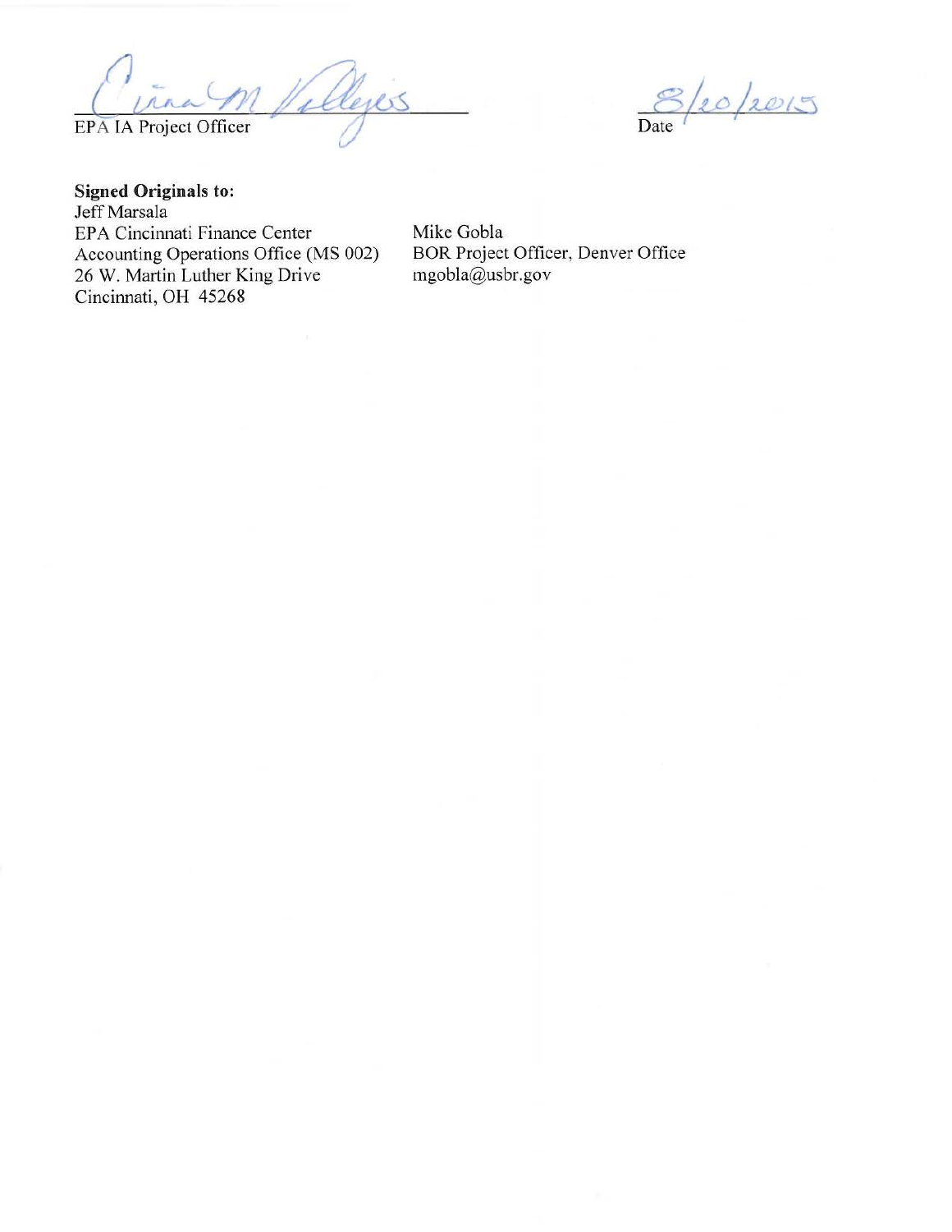Cinna M Vallejos
EPA IA Project Officer

8/20/2015
Date

**Signed Originals to:**

Jeff Marsala
EPA Cincinnati Finance Center
Accounting Operations Office (MS 002)
26 W. Martin Luther King Drive
Cincinnati, OH 45268

Mike Gobla
BOR Project Officer, Denver Office
mgobla@usbr.gov